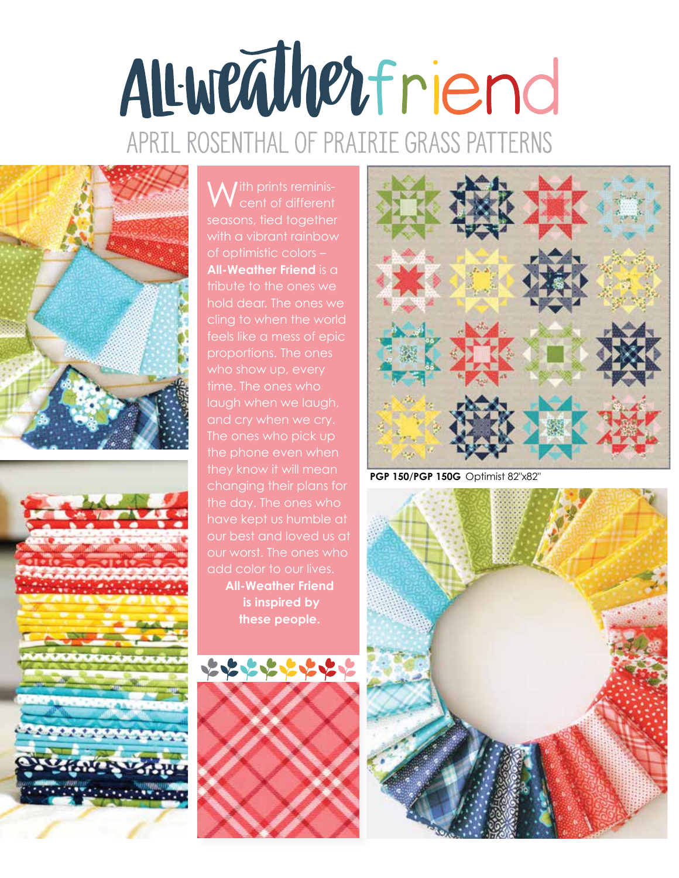# All-Weather friend

## APRIL ROSENTHAL OF PRAIRIE GRASS PATTERNS

With prints reminiscent of different seasons, tied together with a vibrant rainbow of optimistic colors – **All-Weather Friend** is a tribute to the ones we hold dear. The ones we cling to when the world feels like a mess of epic proportions. The ones who show up, every time. The ones who laugh when we laugh, and cry when we cry. The ones who pick up the phone even when they know it will mean changing their plans for the day. The ones who have kept us humble at our best and loved us at our worst. The ones who add color to our lives.

**All-Weather Friend is inspired by these people.**

**PGP 150/PGP 150G** Optimist 82"x82"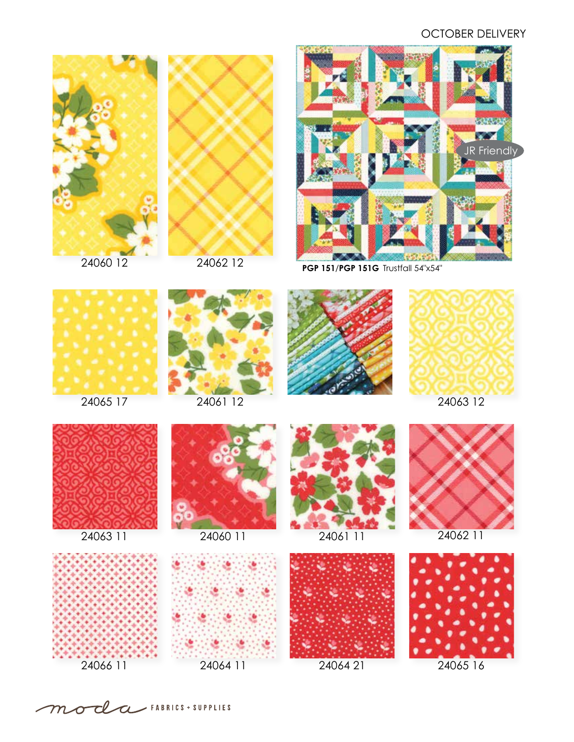OCTOBER DELIVERY

24060 12

24062 12

JR Friendly

**PGP 151/PGP 151G** Trustfall 54"x54"

24065 17

24061 12

24063 12

24063 11

24060 11

24061 11

24062 11

24066 11

24064 11

24064 21

24065 16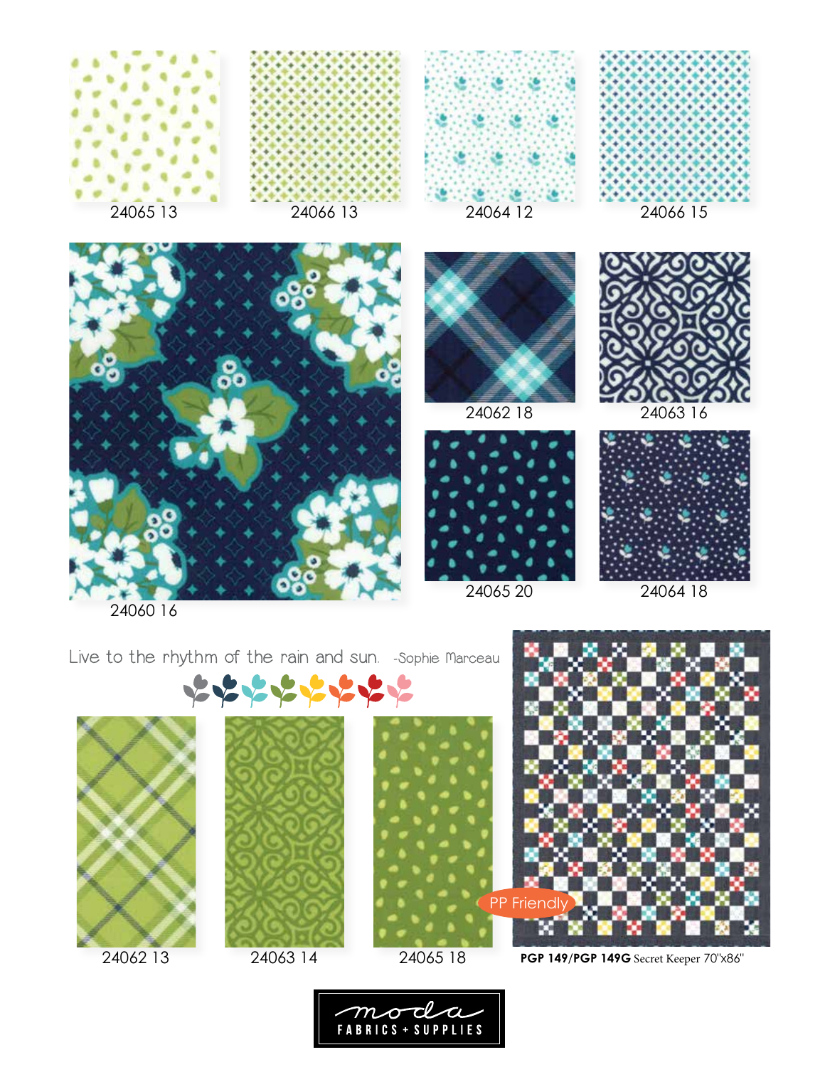24065 13

24066 13

24064 12

24066 15

24060 16

24062 18

24063 16

24065 20

24064 18

Live to the rhythm of the rain and sun. -Sophie Marceau

24062 13

24063 14

24065 18

PP Friendly

**PGP 149/PGP 149G** Secret Keeper 70"x86"

moda FABRICS + SUPPLIES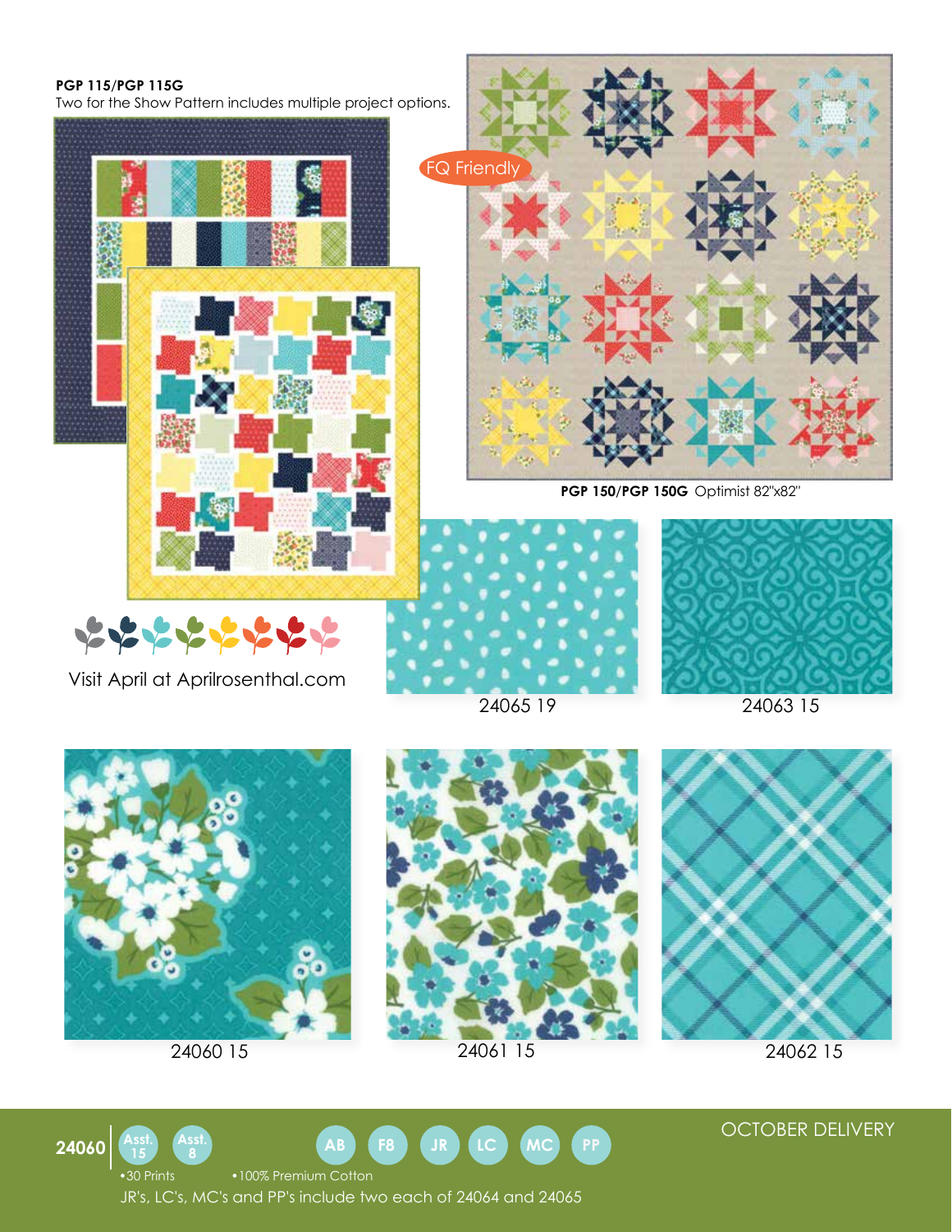**PGP 115/PGP 115G**
Two for the Show Pattern includes multiple project options.

FQ Friendly

**PGP 150/PGP 150G** Optimist 82"x82"

Visit April at Aprilrosenthal.com

24065 19

24063 15

24060 15

24061 15

24062 15

OCTOBER DELIVERY

**24060** Asst. 15 Asst. 8 AB F8 JR LC MC PP

•30 Prints •100% Premium Cotton

JR's, LC's, MC's and PP's include two each of 24064 and 24065